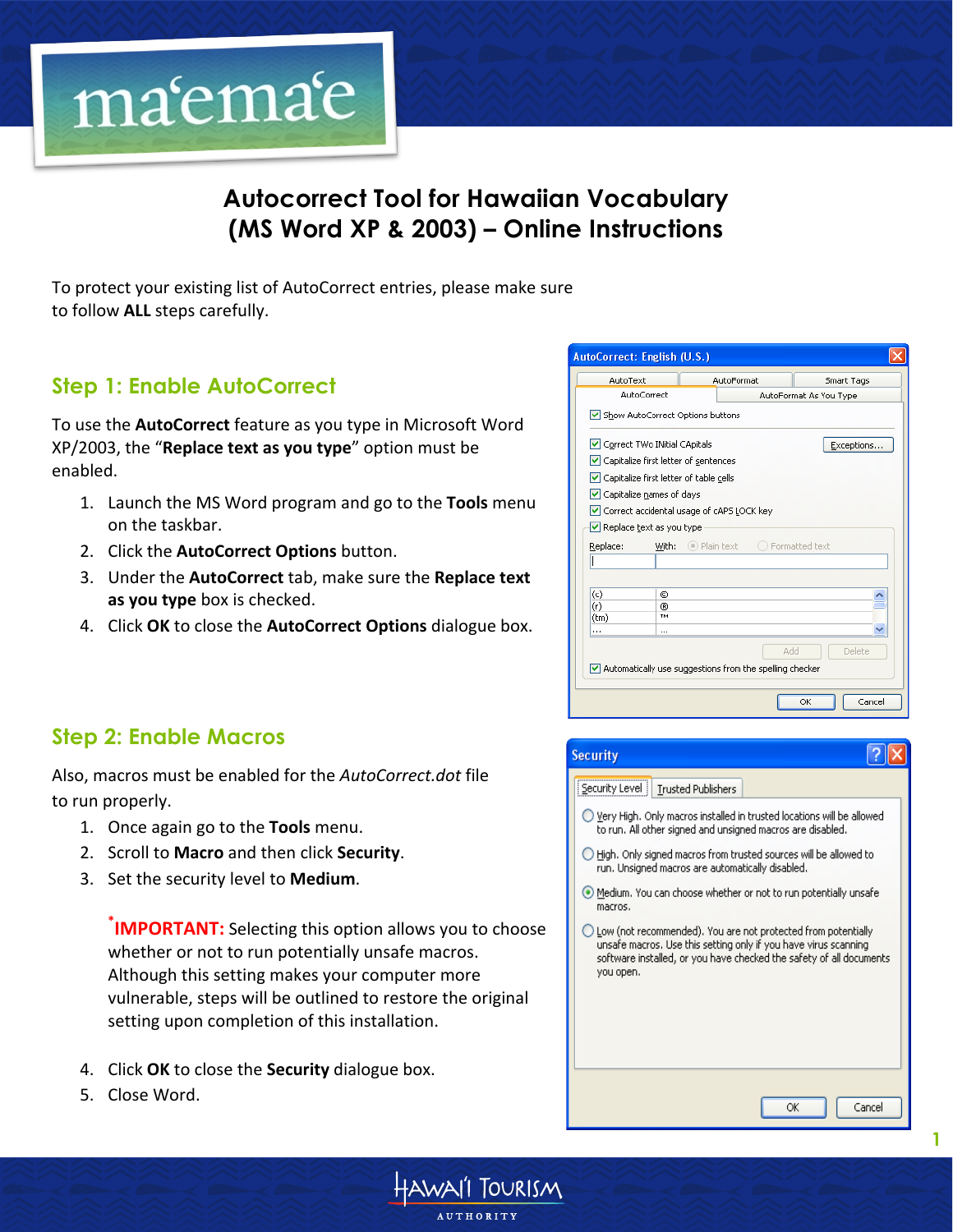# Autocorrect Tool for Hawaiian Vocabulary (MS Word XP & 2003) – Online Instructions

To protect your existing list of AutoCorrect entries, please make sure to follow **ALL** steps carefully.

## Step 1: Enable AutoCorrect

To use the **AutoCorrect** feature as you type in Microsoft Word XP/2003, the "**Replace text as you type**" option must be enabled.

1. Launch the MS Word program and go to the **Tools** menu on the taskbar.
2. Click the **AutoCorrect Options** button.
3. Under the **AutoCorrect** tab, make sure the **Replace text as you type** box is checked.
4. Click **OK** to close the **AutoCorrect Options** dialogue box.

## Step 2: Enable Macros

Also, macros must be enabled for the *AutoCorrect.dot* file to run properly.

1. Once again go to the **Tools** menu.
2. Scroll to **Macro** and then click **Security**.
3. Set the security level to **Medium**.

   *** IMPORTANT:** Selecting this option allows you to choose whether or not to run potentially unsafe macros. Although this setting makes your computer more vulnerable, steps will be outlined to restore the original setting upon completion of this installation.

4. Click **OK** to close the **Security** dialogue box.
5. Close Word.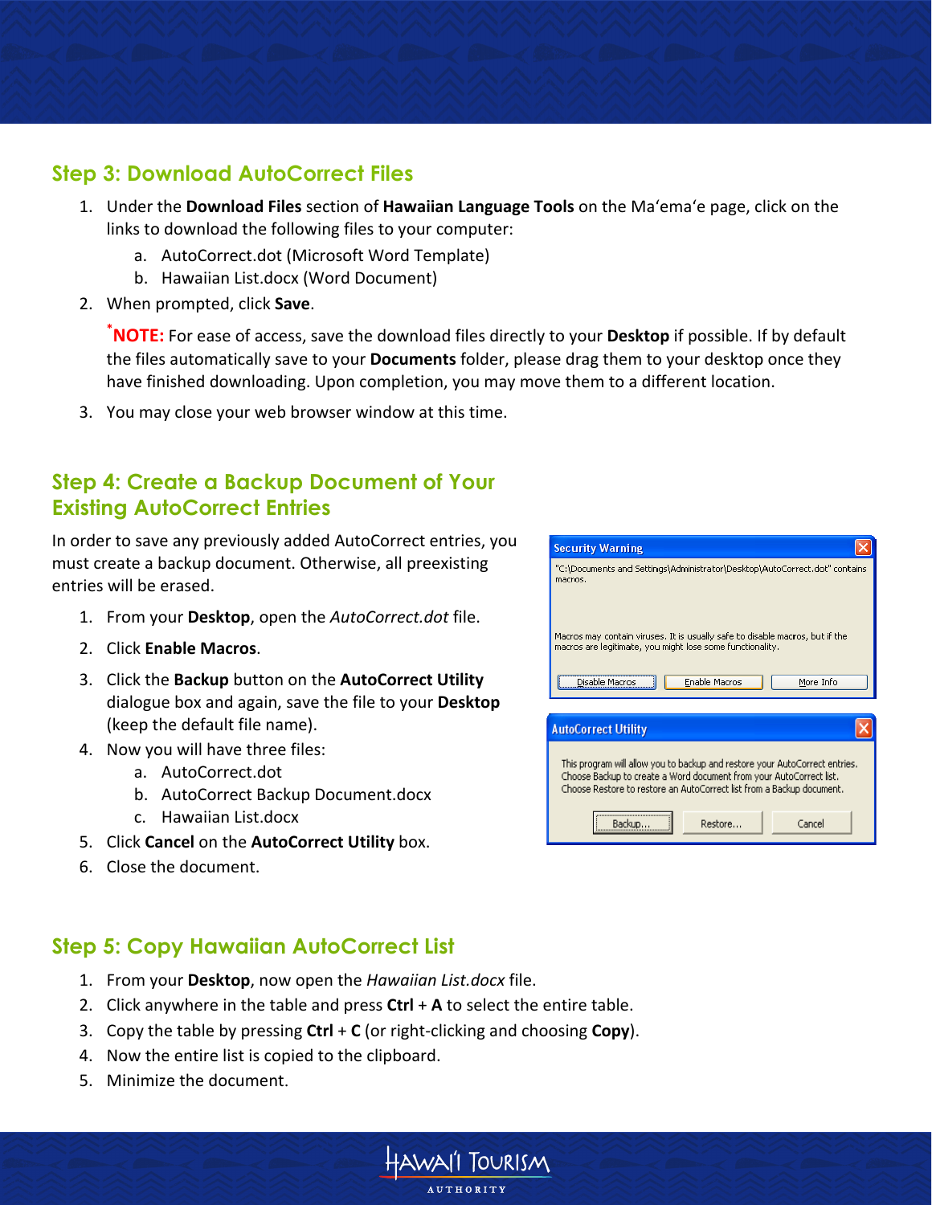## Step 3: Download AutoCorrect Files

1. Under the **Download Files** section of **Hawaiian Language Tools** on the Maʻemaʻe page, click on the links to download the following files to your computer:
   a. AutoCorrect.dot (Microsoft Word Template)
   b. Hawaiian List.docx (Word Document)
2. When prompted, click **Save**.

   ***NOTE:** For ease of access, save the download files directly to your **Desktop** if possible. If by default the files automatically save to your **Documents** folder, please drag them to your desktop once they have finished downloading. Upon completion, you may move them to a different location.

3. You may close your web browser window at this time.

## Step 4: Create a Backup Document of Your Existing AutoCorrect Entries

In order to save any previously added AutoCorrect entries, you must create a backup document. Otherwise, all preexisting entries will be erased.

1. From your **Desktop**, open the *AutoCorrect.dot* file.
2. Click **Enable Macros**.
3. Click the **Backup** button on the **AutoCorrect Utility** dialogue box and again, save the file to your **Desktop** (keep the default file name).
4. Now you will have three files:
   a. AutoCorrect.dot
   b. AutoCorrect Backup Document.docx
   c. Hawaiian List.docx
5. Click **Cancel** on the **AutoCorrect Utility** box.
6. Close the document.

**Security Warning**

"C:\Documents and Settings\Administrator\Desktop\AutoCorrect.dot" contains macros.

Macros may contain viruses. It is usually safe to disable macros, but if the macros are legitimate, you might lose some functionality.

Disable Macros | Enable Macros | More Info

**AutoCorrect Utility**

This program will allow you to backup and restore your AutoCorrect entries. Choose Backup to create a Word document from your AutoCorrect list. Choose Restore to restore an AutoCorrect list from a Backup document.

Backup... | Restore... | Cancel

## Step 5: Copy Hawaiian AutoCorrect List

1. From your **Desktop**, now open the *Hawaiian List.docx* file.
2. Click anywhere in the table and press **Ctrl** + **A** to select the entire table.
3. Copy the table by pressing **Ctrl** + **C** (or right-clicking and choosing **Copy**).
4. Now the entire list is copied to the clipboard.
5. Minimize the document.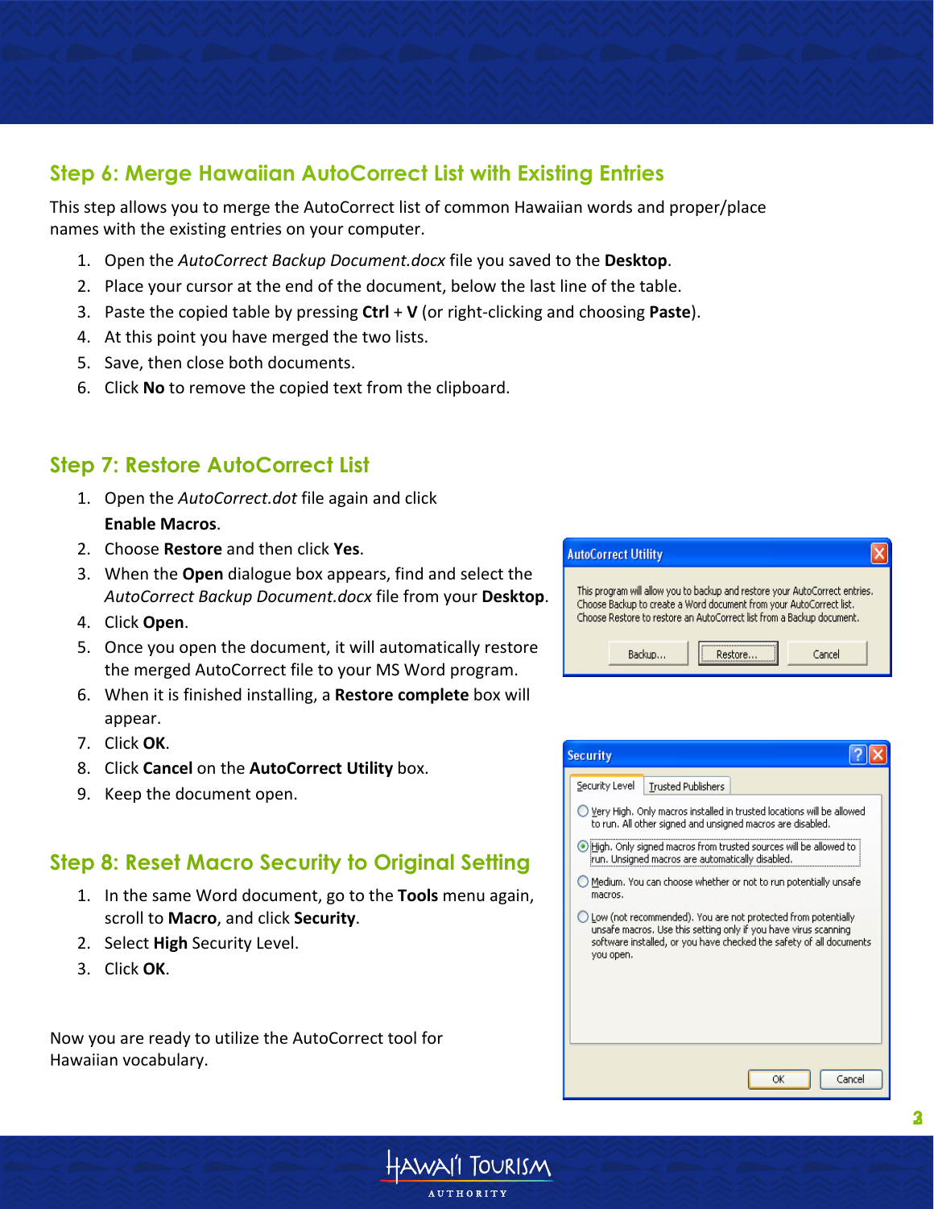## Step 6: Merge Hawaiian AutoCorrect List with Existing Entries

This step allows you to merge the AutoCorrect list of common Hawaiian words and proper/place names with the existing entries on your computer.

1. Open the *AutoCorrect Backup Document.docx* file you saved to the **Desktop**.
2. Place your cursor at the end of the document, below the last line of the table.
3. Paste the copied table by pressing **Ctrl** + **V** (or right-clicking and choosing **Paste**).
4. At this point you have merged the two lists.
5. Save, then close both documents.
6. Click **No** to remove the copied text from the clipboard.

## Step 7: Restore AutoCorrect List

1. Open the *AutoCorrect.dot* file again and click **Enable Macros**.
2. Choose **Restore** and then click **Yes**.
3. When the **Open** dialogue box appears, find and select the *AutoCorrect Backup Document.docx* file from your **Desktop**.
4. Click **Open**.
5. Once you open the document, it will automatically restore the merged AutoCorrect file to your MS Word program.
6. When it is finished installing, a **Restore complete** box will appear.
7. Click **OK**.
8. Click **Cancel** on the **AutoCorrect Utility** box.
9. Keep the document open.

AutoCorrect Utility

This program will allow you to backup and restore your AutoCorrect entries. Choose Backup to create a Word document from your AutoCorrect list. Choose Restore to restore an AutoCorrect list from a Backup document.

Backup... Restore... Cancel

## Step 8: Reset Macro Security to Original Setting

1. In the same Word document, go to the **Tools** menu again, scroll to **Macro**, and click **Security**.
2. Select **High** Security Level.
3. Click **OK**.

Security

Security Level | Trusted Publishers

Very High. Only macros installed in trusted locations will be allowed to run. All other signed and unsigned macros are disabled.

High. Only signed macros from trusted sources will be allowed to run. Unsigned macros are automatically disabled.

Medium. You can choose whether or not to run potentially unsafe macros.

Low (not recommended). You are not protected from potentially unsafe macros. Use this setting only if you have virus scanning software installed, or you have checked the safety of all documents you open.

OK Cancel

Now you are ready to utilize the AutoCorrect tool for Hawaiian vocabulary.